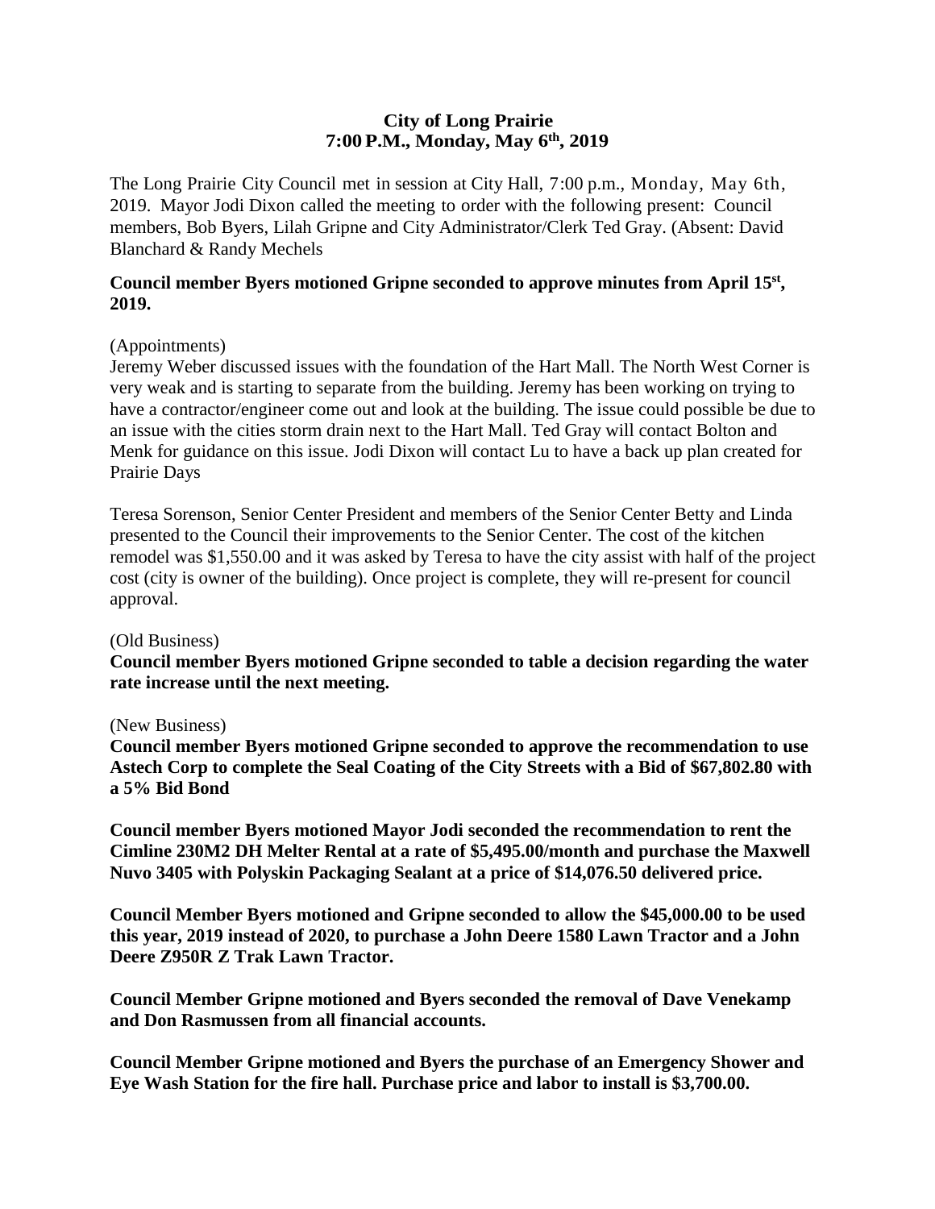**City of Long Prairie**
**7:00 P.M., Monday, May 6th, 2019**

The Long Prairie City Council met in session at City Hall, 7:00 p.m., Monday, May 6th, 2019. Mayor Jodi Dixon called the meeting to order with the following present: Council members, Bob Byers, Lilah Gripne and City Administrator/Clerk Ted Gray. (Absent: David Blanchard & Randy Mechels

**Council member Byers motioned Gripne seconded to approve minutes from April 15st, 2019.**

(Appointments)
Jeremy Weber discussed issues with the foundation of the Hart Mall. The North West Corner is very weak and is starting to separate from the building. Jeremy has been working on trying to have a contractor/engineer come out and look at the building. The issue could possible be due to an issue with the cities storm drain next to the Hart Mall. Ted Gray will contact Bolton and Menk for guidance on this issue. Jodi Dixon will contact Lu to have a back up plan created for Prairie Days

Teresa Sorenson, Senior Center President and members of the Senior Center Betty and Linda presented to the Council their improvements to the Senior Center. The cost of the kitchen remodel was $1,550.00 and it was asked by Teresa to have the city assist with half of the project cost (city is owner of the building). Once project is complete, they will re-present for council approval.

(Old Business)
**Council member Byers motioned Gripne seconded to table a decision regarding the water rate increase until the next meeting.**

(New Business)
**Council member Byers motioned Gripne seconded to approve the recommendation to use Astech Corp to complete the Seal Coating of the City Streets with a Bid of $67,802.80 with a 5% Bid Bond**

**Council member Byers motioned Mayor Jodi seconded the recommendation to rent the Cimline 230M2 DH Melter Rental at a rate of $5,495.00/month and purchase the Maxwell Nuvo 3405 with Polyskin Packaging Sealant at a price of $14,076.50 delivered price.**

**Council Member Byers motioned and Gripne seconded to allow the $45,000.00 to be used this year, 2019 instead of 2020, to purchase a John Deere 1580 Lawn Tractor and a John Deere Z950R Z Trak Lawn Tractor.**

**Council Member Gripne motioned and Byers seconded the removal of Dave Venekamp and Don Rasmussen from all financial accounts.**

**Council Member Gripne motioned and Byers the purchase of an Emergency Shower and Eye Wash Station for the fire hall. Purchase price and labor to install is $3,700.00.**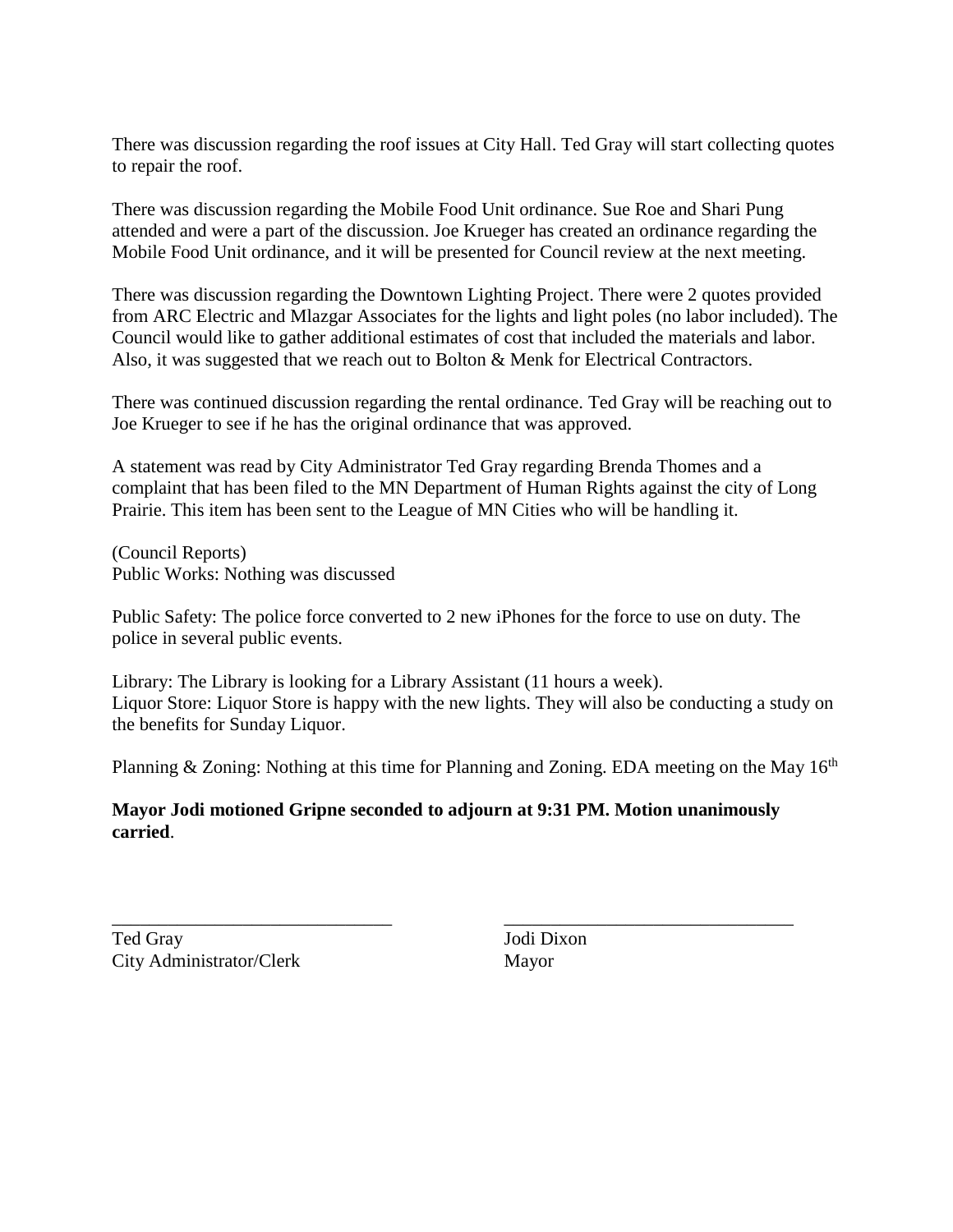There was discussion regarding the roof issues at City Hall. Ted Gray will start collecting quotes to repair the roof.

There was discussion regarding the Mobile Food Unit ordinance. Sue Roe and Shari Pung attended and were a part of the discussion. Joe Krueger has created an ordinance regarding the Mobile Food Unit ordinance, and it will be presented for Council review at the next meeting.

There was discussion regarding the Downtown Lighting Project. There were 2 quotes provided from ARC Electric and Mlazgar Associates for the lights and light poles (no labor included). The Council would like to gather additional estimates of cost that included the materials and labor. Also, it was suggested that we reach out to Bolton & Menk for Electrical Contractors.

There was continued discussion regarding the rental ordinance. Ted Gray will be reaching out to Joe Krueger to see if he has the original ordinance that was approved.

A statement was read by City Administrator Ted Gray regarding Brenda Thomes and a complaint that has been filed to the MN Department of Human Rights against the city of Long Prairie. This item has been sent to the League of MN Cities who will be handling it.

(Council Reports)
Public Works: Nothing was discussed

Public Safety: The police force converted to 2 new iPhones for the force to use on duty. The police in several public events.

Library: The Library is looking for a Library Assistant (11 hours a week).
Liquor Store: Liquor Store is happy with the new lights. They will also be conducting a study on the benefits for Sunday Liquor.

Planning & Zoning: Nothing at this time for Planning and Zoning. EDA meeting on the May 16th

**Mayor Jodi motioned Gripne seconded to adjourn at 9:31 PM. Motion unanimously carried**.

| | |
|---|---|
| ______________________________ | ______________________________ |
| Ted Gray | Jodi Dixon |
| City Administrator/Clerk | Mayor |